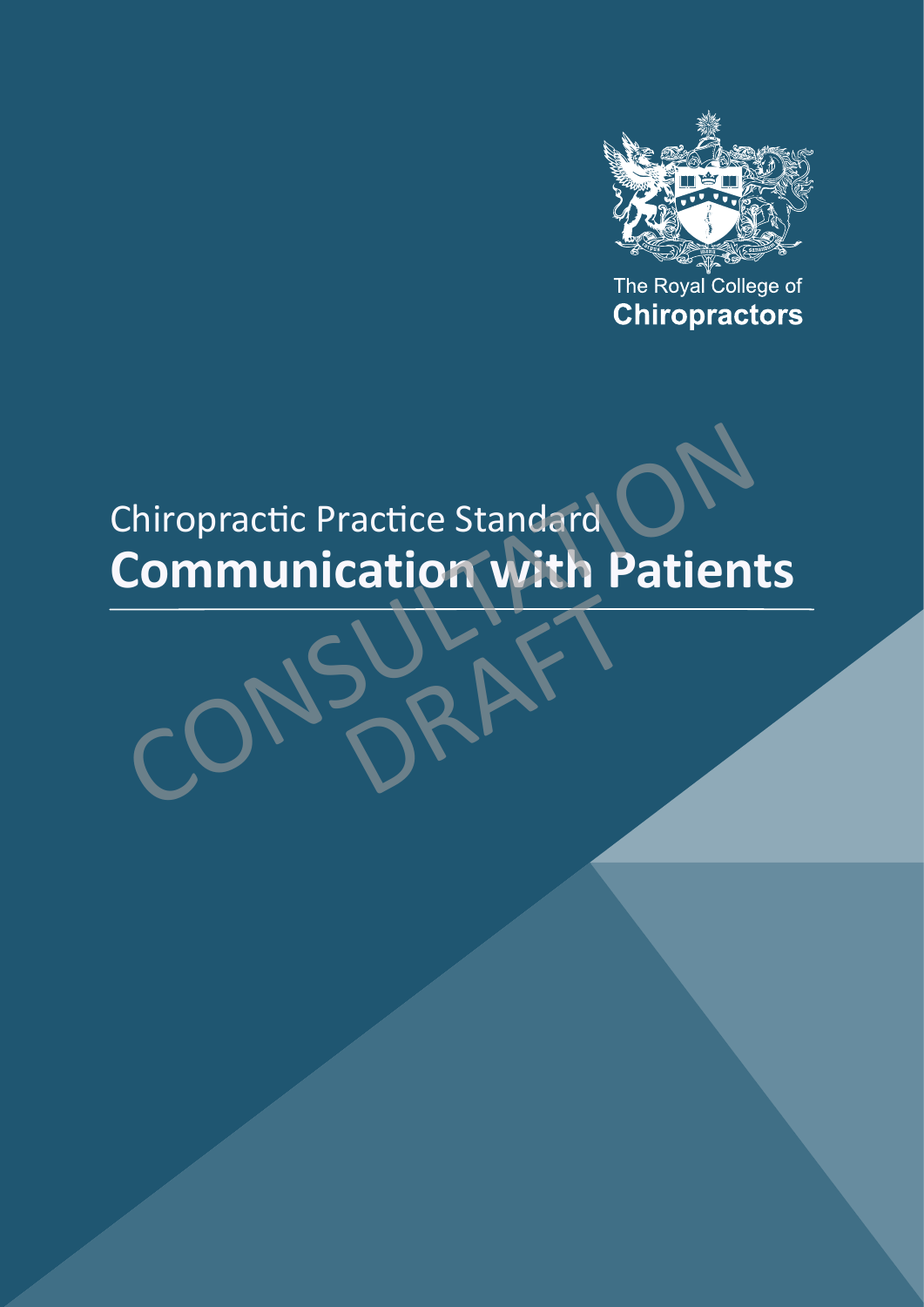The Royal College of
**Chiropractors**

Chiropractic Practice Standard

# Communication with Patients

CONSULTATION DRAFT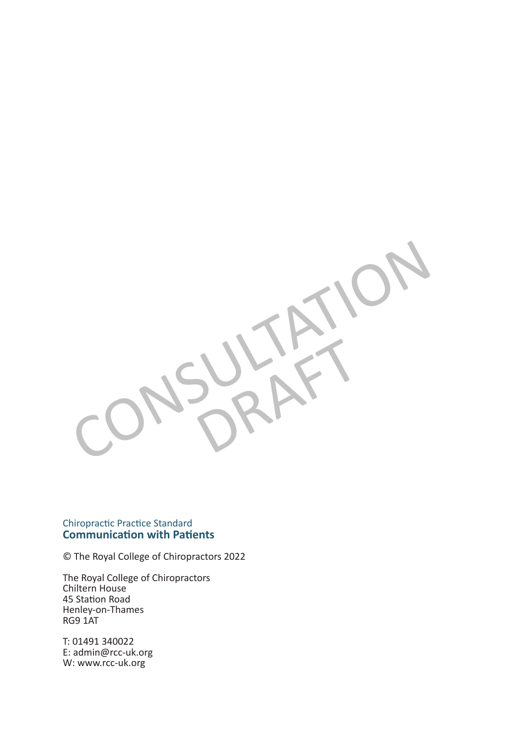CONSULTATION DRAFT

Chiropractic Practice Standard
**Communication with Patients**

© The Royal College of Chiropractors 2022

The Royal College of Chiropractors
Chiltern House
45 Station Road
Henley-on-Thames
RG9 1AT

T: 01491 340022
E: admin@rcc-uk.org
W: www.rcc-uk.org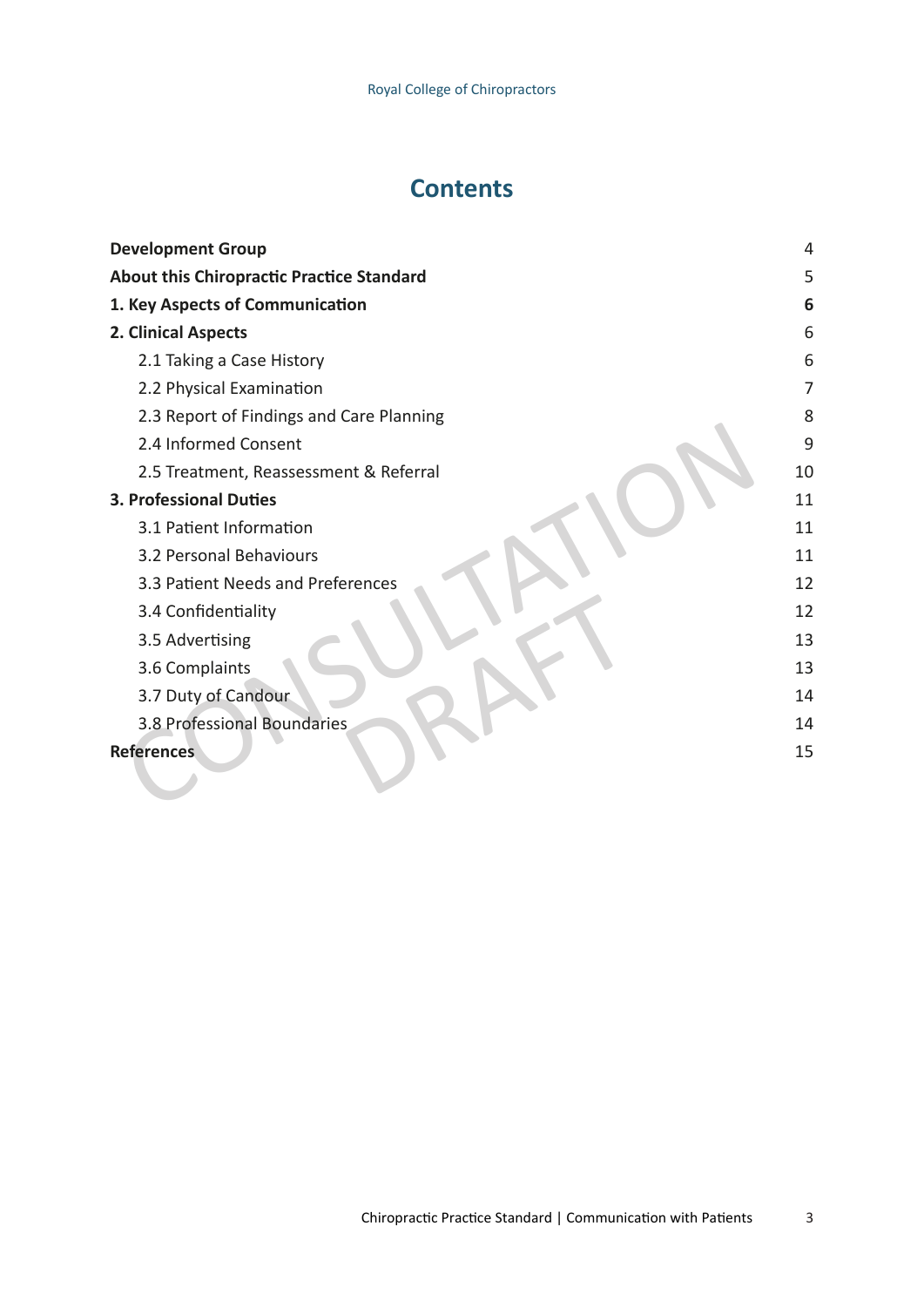# Contents

| | |
|---|---|
| **Development Group** | 4 |
| **About this Chiropractic Practice Standard** | 5 |
| **1. Key Aspects of Communication** | **6** |
| **2. Clinical Aspects** | 6 |
| 2.1 Taking a Case History | 6 |
| 2.2 Physical Examination | 7 |
| 2.3 Report of Findings and Care Planning | 8 |
| 2.4 Informed Consent | 9 |
| 2.5 Treatment, Reassessment & Referral | 10 |
| **3. Professional Duties** | 11 |
| 3.1 Patient Information | 11 |
| 3.2 Personal Behaviours | 11 |
| 3.3 Patient Needs and Preferences | 12 |
| 3.4 Confidentiality | 12 |
| 3.5 Advertising | 13 |
| 3.6 Complaints | 13 |
| 3.7 Duty of Candour | 14 |
| 3.8 Professional Boundaries | 14 |
| **References** | 15 |

CONSULTATION DRAFT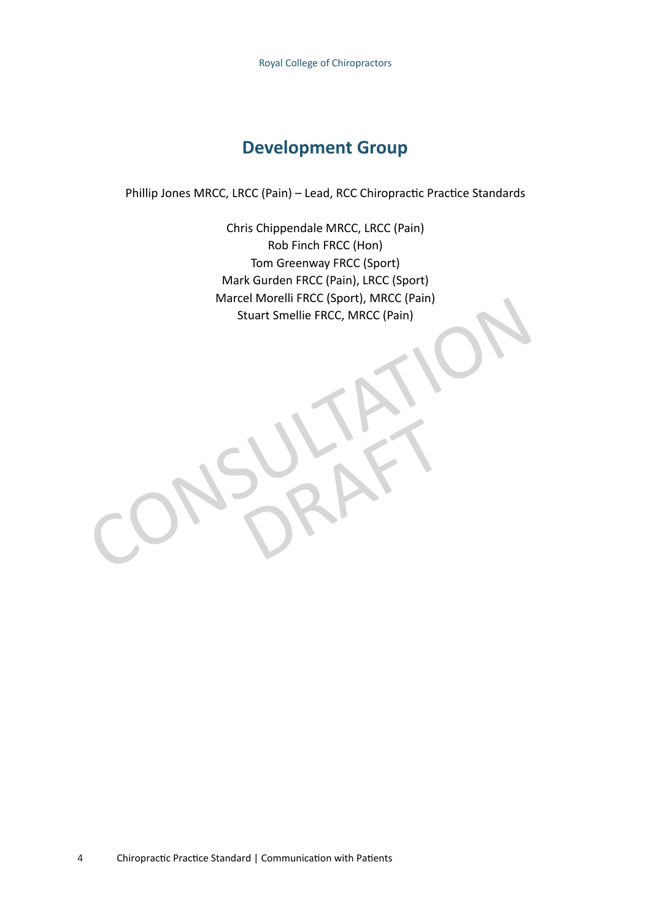## Development Group

Phillip Jones MRCC, LRCC (Pain) – Lead, RCC Chiropractic Practice Standards

Chris Chippendale MRCC, LRCC (Pain)
Rob Finch FRCC (Hon)
Tom Greenway FRCC (Sport)
Mark Gurden FRCC (Pain), LRCC (Sport)
Marcel Morelli FRCC (Sport), MRCC (Pain)
Stuart Smellie FRCC, MRCC (Pain)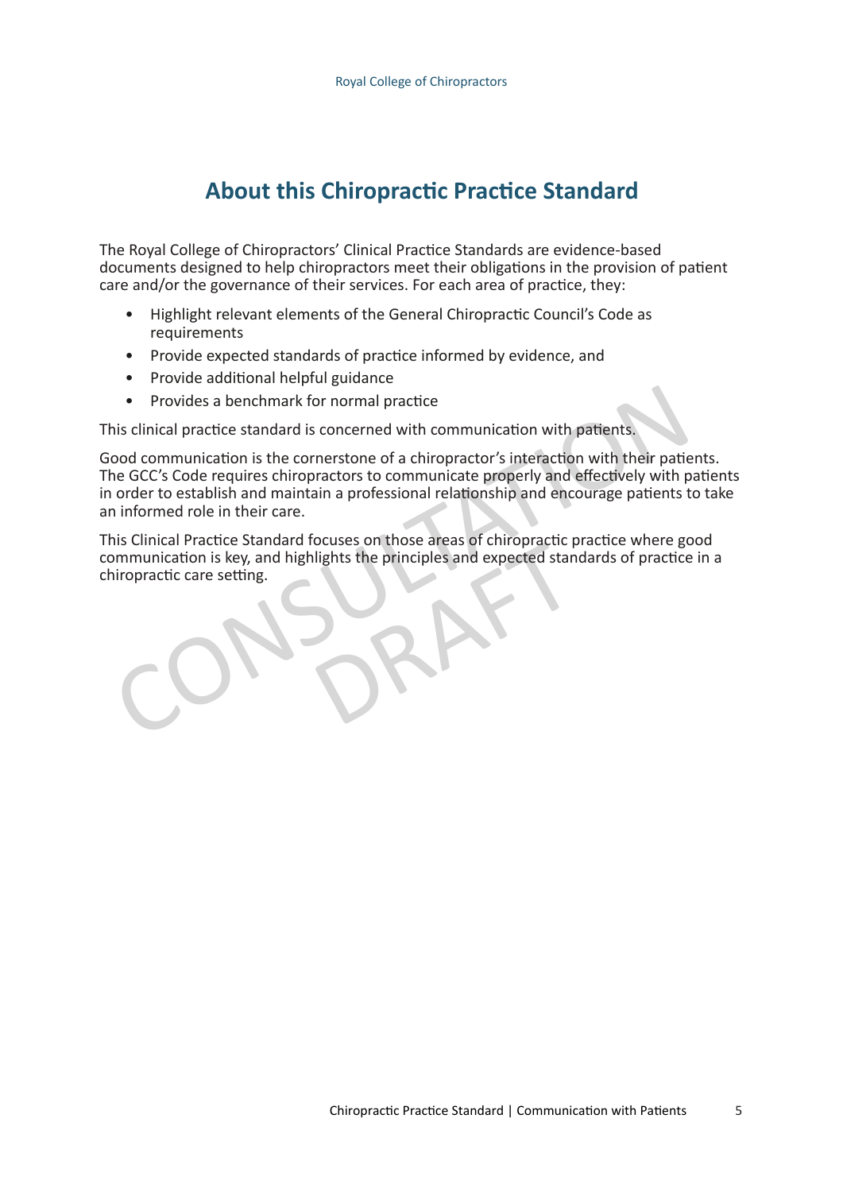## About this Chiropractic Practice Standard

The Royal College of Chiropractors' Clinical Practice Standards are evidence-based documents designed to help chiropractors meet their obligations in the provision of patient care and/or the governance of their services. For each area of practice, they:

- Highlight relevant elements of the General Chiropractic Council's Code as requirements
- Provide expected standards of practice informed by evidence, and
- Provide additional helpful guidance
- Provides a benchmark for normal practice

This clinical practice standard is concerned with communication with patients.

Good communication is the cornerstone of a chiropractor's interaction with their patients. The GCC's Code requires chiropractors to communicate properly and effectively with patients in order to establish and maintain a professional relationship and encourage patients to take an informed role in their care.

This Clinical Practice Standard focuses on those areas of chiropractic practice where good communication is key, and highlights the principles and expected standards of practice in a chiropractic care setting.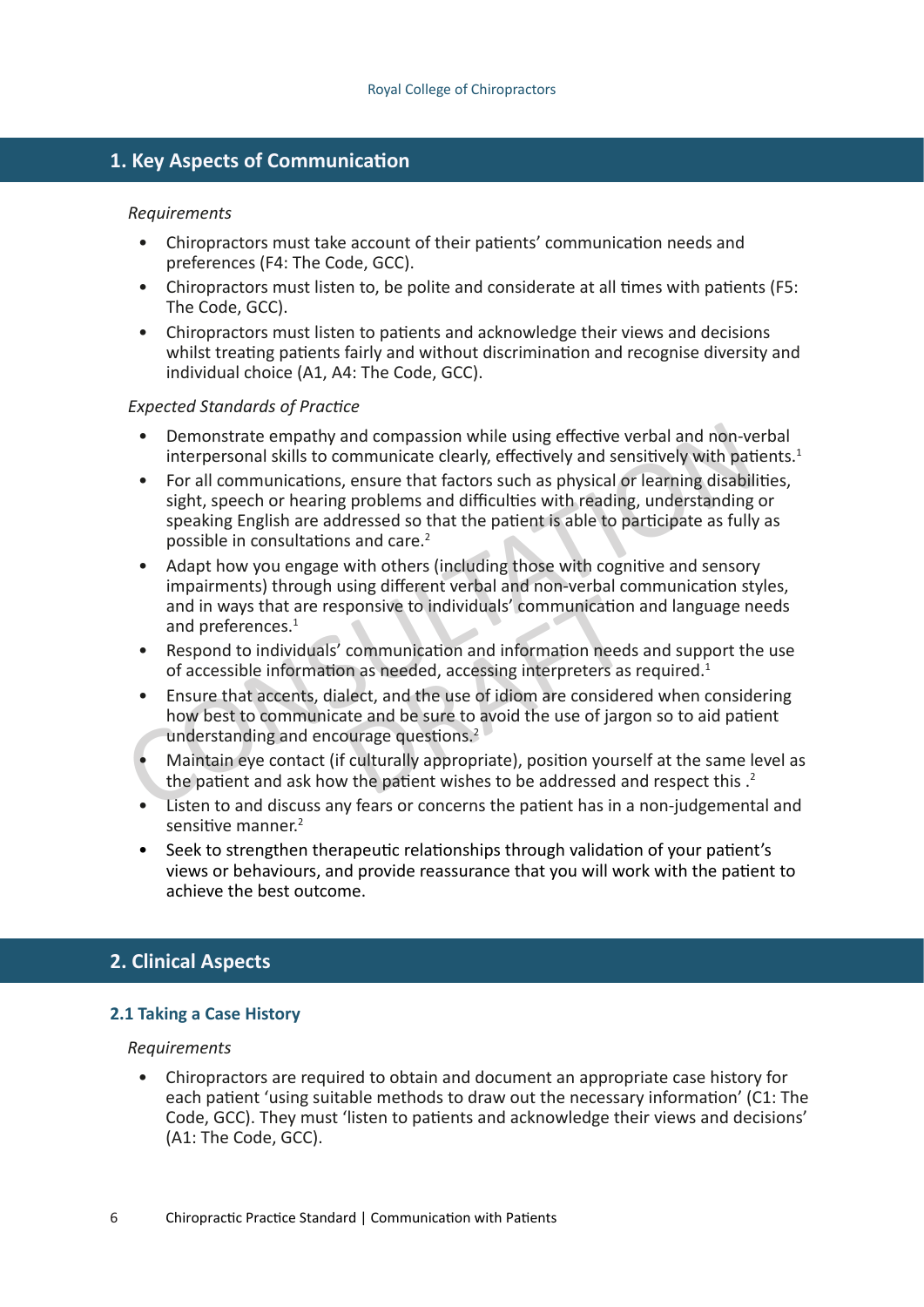## 1. Key Aspects of Communication

*Requirements*

- Chiropractors must take account of their patients' communication needs and preferences (F4: The Code, GCC).
- Chiropractors must listen to, be polite and considerate at all times with patients (F5: The Code, GCC).
- Chiropractors must listen to patients and acknowledge their views and decisions whilst treating patients fairly and without discrimination and recognise diversity and individual choice (A1, A4: The Code, GCC).

*Expected Standards of Practice*

- Demonstrate empathy and compassion while using effective verbal and non-verbal interpersonal skills to communicate clearly, effectively and sensitively with patients.[1]
- For all communications, ensure that factors such as physical or learning disabilities, sight, speech or hearing problems and difficulties with reading, understanding or speaking English are addressed so that the patient is able to participate as fully as possible in consultations and care.[2]
- Adapt how you engage with others (including those with cognitive and sensory impairments) through using different verbal and non-verbal communication styles, and in ways that are responsive to individuals' communication and language needs and preferences.[1]
- Respond to individuals' communication and information needs and support the use of accessible information as needed, accessing interpreters as required.[1]
- Ensure that accents, dialect, and the use of idiom are considered when considering how best to communicate and be sure to avoid the use of jargon so to aid patient understanding and encourage questions.[2]
- Maintain eye contact (if culturally appropriate), position yourself at the same level as the patient and ask how the patient wishes to be addressed and respect this .[2]
- Listen to and discuss any fears or concerns the patient has in a non-judgemental and sensitive manner.[2]
- Seek to strengthen therapeutic relationships through validation of your patient's views or behaviours, and provide reassurance that you will work with the patient to achieve the best outcome.

## 2. Clinical Aspects

### 2.1 Taking a Case History

*Requirements*

- Chiropractors are required to obtain and document an appropriate case history for each patient 'using suitable methods to draw out the necessary information' (C1: The Code, GCC). They must 'listen to patients and acknowledge their views and decisions' (A1: The Code, GCC).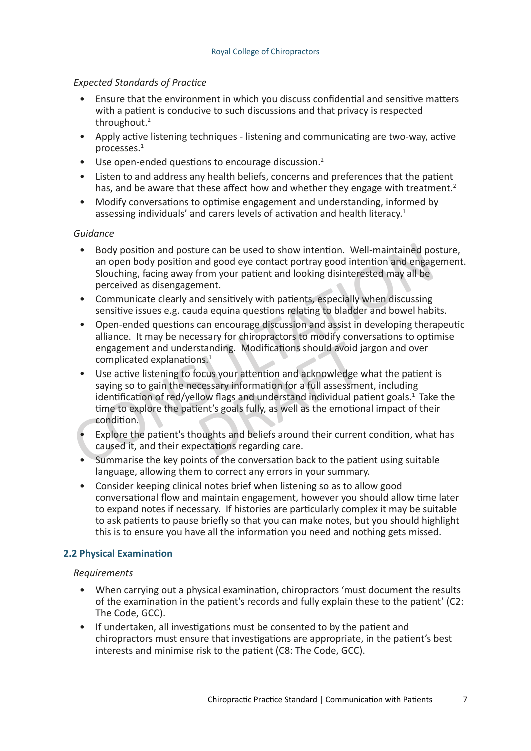*Expected Standards of Practice*

- Ensure that the environment in which you discuss confidential and sensitive matters with a patient is conducive to such discussions and that privacy is respected throughout.[2]
- Apply active listening techniques - listening and communicating are two-way, active processes.[1]
- Use open-ended questions to encourage discussion.[2]
- Listen to and address any health beliefs, concerns and preferences that the patient has, and be aware that these affect how and whether they engage with treatment.[2]
- Modify conversations to optimise engagement and understanding, informed by assessing individuals' and carers levels of activation and health literacy.[1]

*Guidance*

- Body position and posture can be used to show intention. Well-maintained posture, an open body position and good eye contact portray good intention and engagement. Slouching, facing away from your patient and looking disinterested may all be perceived as disengagement.
- Communicate clearly and sensitively with patients, especially when discussing sensitive issues e.g. cauda equina questions relating to bladder and bowel habits.
- Open-ended questions can encourage discussion and assist in developing therapeutic alliance. It may be necessary for chiropractors to modify conversations to optimise engagement and understanding. Modifications should avoid jargon and over complicated explanations.[1]
- Use active listening to focus your attention and acknowledge what the patient is saying so to gain the necessary information for a full assessment, including identification of red/yellow flags and understand individual patient goals.[1] Take the time to explore the patient's goals fully, as well as the emotional impact of their condition.
- Explore the patient's thoughts and beliefs around their current condition, what has caused it, and their expectations regarding care.
- Summarise the key points of the conversation back to the patient using suitable language, allowing them to correct any errors in your summary.
- Consider keeping clinical notes brief when listening so as to allow good conversational flow and maintain engagement, however you should allow time later to expand notes if necessary. If histories are particularly complex it may be suitable to ask patients to pause briefly so that you can make notes, but you should highlight this is to ensure you have all the information you need and nothing gets missed.

### 2.2 Physical Examination

*Requirements*

- When carrying out a physical examination, chiropractors 'must document the results of the examination in the patient's records and fully explain these to the patient' (C2: The Code, GCC).
- If undertaken, all investigations must be consented to by the patient and chiropractors must ensure that investigations are appropriate, in the patient's best interests and minimise risk to the patient (C8: The Code, GCC).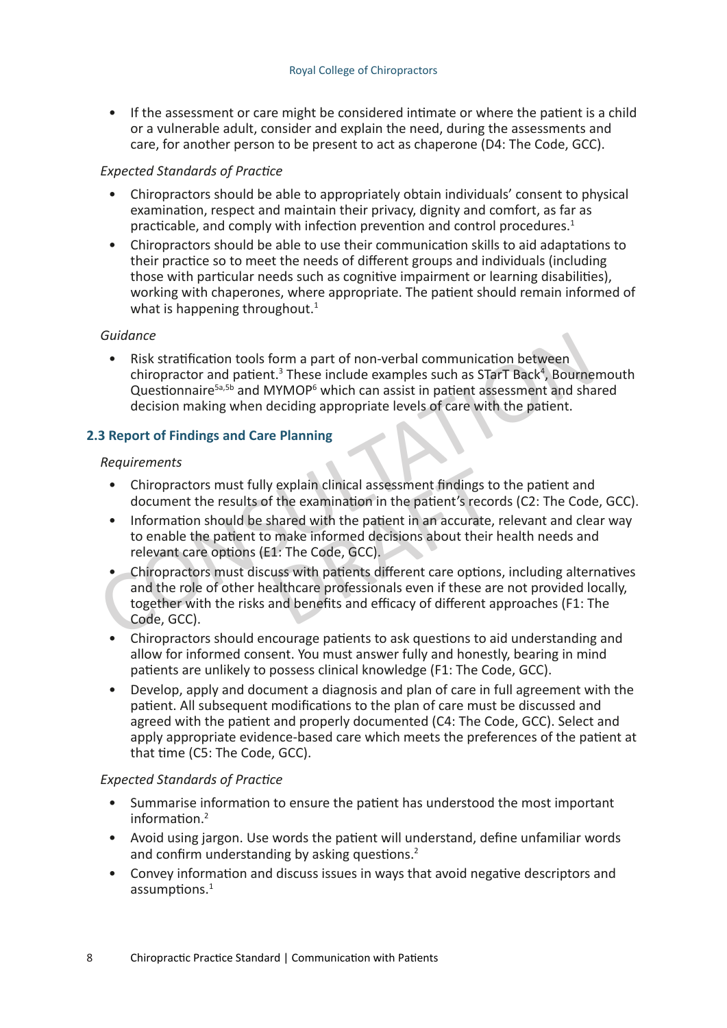- If the assessment or care might be considered intimate or where the patient is a child or a vulnerable adult, consider and explain the need, during the assessments and care, for another person to be present to act as chaperone (D4: The Code, GCC).

*Expected Standards of Practice*

- Chiropractors should be able to appropriately obtain individuals' consent to physical examination, respect and maintain their privacy, dignity and comfort, as far as practicable, and comply with infection prevention and control procedures.[1]
- Chiropractors should be able to use their communication skills to aid adaptations to their practice so to meet the needs of different groups and individuals (including those with particular needs such as cognitive impairment or learning disabilities), working with chaperones, where appropriate. The patient should remain informed of what is happening throughout.[1]

*Guidance*

- Risk stratification tools form a part of non-verbal communication between chiropractor and patient.[3] These include examples such as STarT Back[4], Bournemouth Questionnaire[5a,5b] and MYMOP[6] which can assist in patient assessment and shared decision making when deciding appropriate levels of care with the patient.

### 2.3 Report of Findings and Care Planning

*Requirements*

- Chiropractors must fully explain clinical assessment findings to the patient and document the results of the examination in the patient's records (C2: The Code, GCC).
- Information should be shared with the patient in an accurate, relevant and clear way to enable the patient to make informed decisions about their health needs and relevant care options (E1: The Code, GCC).
- Chiropractors must discuss with patients different care options, including alternatives and the role of other healthcare professionals even if these are not provided locally, together with the risks and benefits and efficacy of different approaches (F1: The Code, GCC).
- Chiropractors should encourage patients to ask questions to aid understanding and allow for informed consent. You must answer fully and honestly, bearing in mind patients are unlikely to possess clinical knowledge (F1: The Code, GCC).
- Develop, apply and document a diagnosis and plan of care in full agreement with the patient. All subsequent modifications to the plan of care must be discussed and agreed with the patient and properly documented (C4: The Code, GCC). Select and apply appropriate evidence-based care which meets the preferences of the patient at that time (C5: The Code, GCC).

*Expected Standards of Practice*

- Summarise information to ensure the patient has understood the most important information.[2]
- Avoid using jargon. Use words the patient will understand, define unfamiliar words and confirm understanding by asking questions.[2]
- Convey information and discuss issues in ways that avoid negative descriptors and assumptions.[1]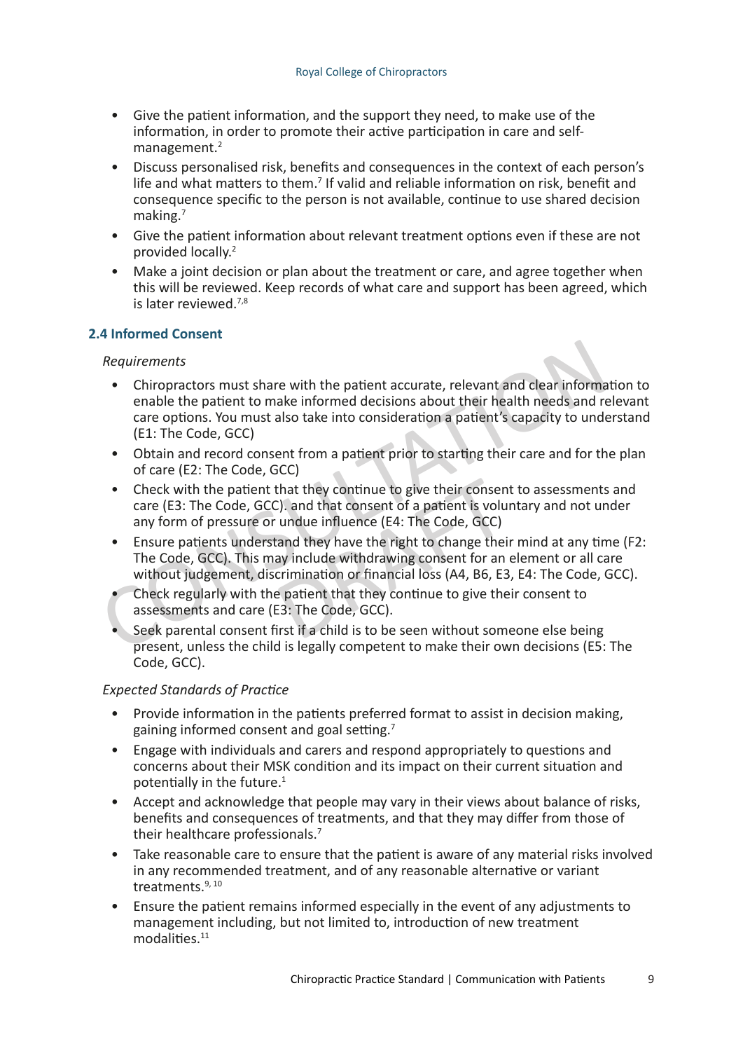- Give the patient information, and the support they need, to make use of the information, in order to promote their active participation in care and self-management.[2]
- Discuss personalised risk, benefits and consequences in the context of each person's life and what matters to them.[7] If valid and reliable information on risk, benefit and consequence specific to the person is not available, continue to use shared decision making.[7]
- Give the patient information about relevant treatment options even if these are not provided locally.[2]
- Make a joint decision or plan about the treatment or care, and agree together when this will be reviewed. Keep records of what care and support has been agreed, which is later reviewed.[7,8]

### 2.4 Informed Consent

*Requirements*

- Chiropractors must share with the patient accurate, relevant and clear information to enable the patient to make informed decisions about their health needs and relevant care options. You must also take into consideration a patient's capacity to understand (E1: The Code, GCC)
- Obtain and record consent from a patient prior to starting their care and for the plan of care (E2: The Code, GCC)
- Check with the patient that they continue to give their consent to assessments and care (E3: The Code, GCC). and that consent of a patient is voluntary and not under any form of pressure or undue influence (E4: The Code, GCC)
- Ensure patients understand they have the right to change their mind at any time (F2: The Code, GCC). This may include withdrawing consent for an element or all care without judgement, discrimination or financial loss (A4, B6, E3, E4: The Code, GCC).
- Check regularly with the patient that they continue to give their consent to assessments and care (E3: The Code, GCC).
- Seek parental consent first if a child is to be seen without someone else being present, unless the child is legally competent to make their own decisions (E5: The Code, GCC).

*Expected Standards of Practice*

- Provide information in the patients preferred format to assist in decision making, gaining informed consent and goal setting.[7]
- Engage with individuals and carers and respond appropriately to questions and concerns about their MSK condition and its impact on their current situation and potentially in the future.[1]
- Accept and acknowledge that people may vary in their views about balance of risks, benefits and consequences of treatments, and that they may differ from those of their healthcare professionals.[7]
- Take reasonable care to ensure that the patient is aware of any material risks involved in any recommended treatment, and of any reasonable alternative or variant treatments.[9, 10]
- Ensure the patient remains informed especially in the event of any adjustments to management including, but not limited to, introduction of new treatment modalities.[11]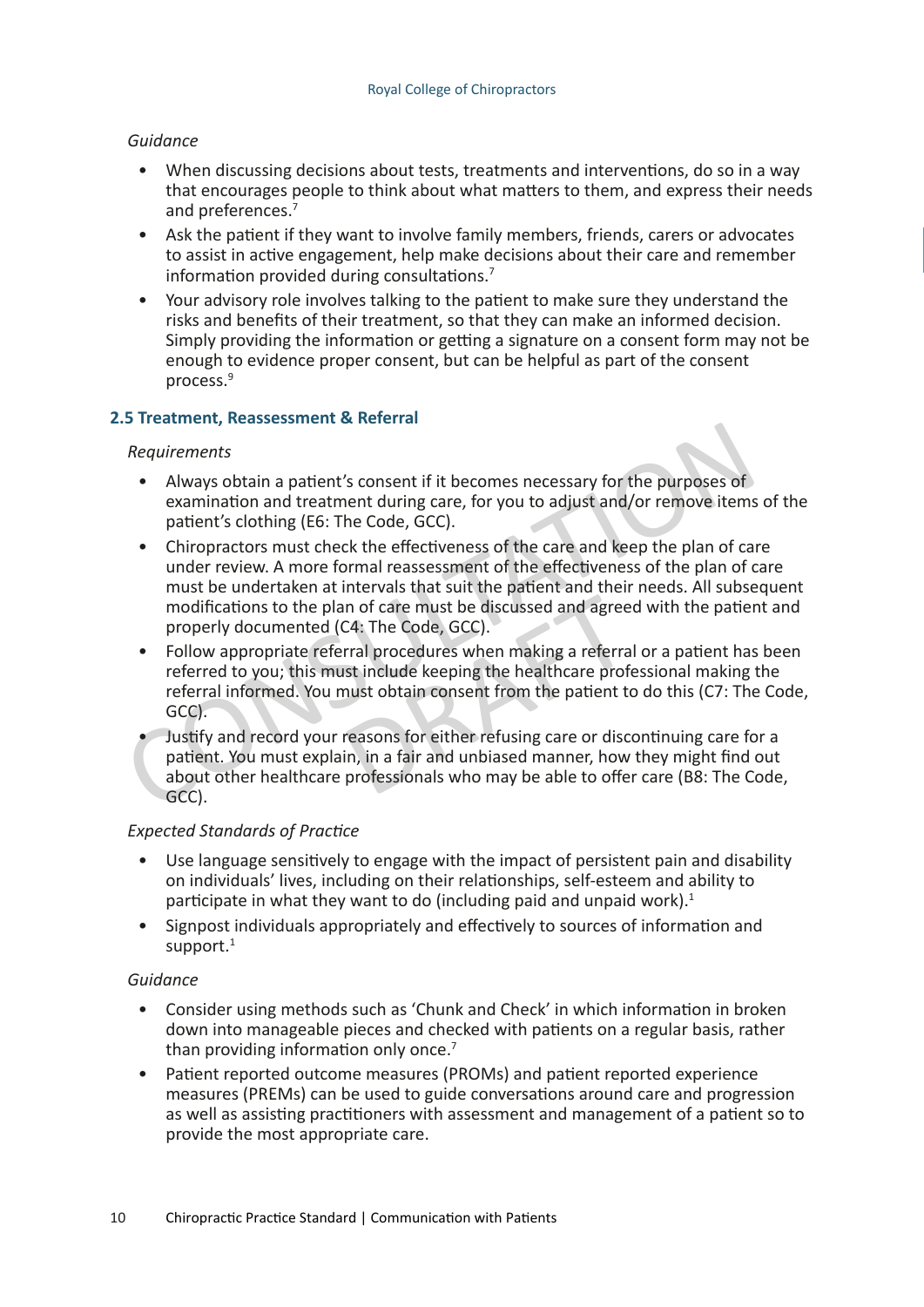*Guidance*

- When discussing decisions about tests, treatments and interventions, do so in a way that encourages people to think about what matters to them, and express their needs and preferences.[7]
- Ask the patient if they want to involve family members, friends, carers or advocates to assist in active engagement, help make decisions about their care and remember information provided during consultations.[7]
- Your advisory role involves talking to the patient to make sure they understand the risks and benefits of their treatment, so that they can make an informed decision. Simply providing the information or getting a signature on a consent form may not be enough to evidence proper consent, but can be helpful as part of the consent process.[9]

### 2.5 Treatment, Reassessment & Referral

*Requirements*

- Always obtain a patient's consent if it becomes necessary for the purposes of examination and treatment during care, for you to adjust and/or remove items of the patient's clothing (E6: The Code, GCC).
- Chiropractors must check the effectiveness of the care and keep the plan of care under review. A more formal reassessment of the effectiveness of the plan of care must be undertaken at intervals that suit the patient and their needs. All subsequent modifications to the plan of care must be discussed and agreed with the patient and properly documented (C4: The Code, GCC).
- Follow appropriate referral procedures when making a referral or a patient has been referred to you; this must include keeping the healthcare professional making the referral informed. You must obtain consent from the patient to do this (C7: The Code, GCC).
- Justify and record your reasons for either refusing care or discontinuing care for a patient. You must explain, in a fair and unbiased manner, how they might find out about other healthcare professionals who may be able to offer care (B8: The Code, GCC).

*Expected Standards of Practice*

- Use language sensitively to engage with the impact of persistent pain and disability on individuals' lives, including on their relationships, self-esteem and ability to participate in what they want to do (including paid and unpaid work).[1]
- Signpost individuals appropriately and effectively to sources of information and support.[1]

*Guidance*

- Consider using methods such as 'Chunk and Check' in which information in broken down into manageable pieces and checked with patients on a regular basis, rather than providing information only once.[7]
- Patient reported outcome measures (PROMs) and patient reported experience measures (PREMs) can be used to guide conversations around care and progression as well as assisting practitioners with assessment and management of a patient so to provide the most appropriate care.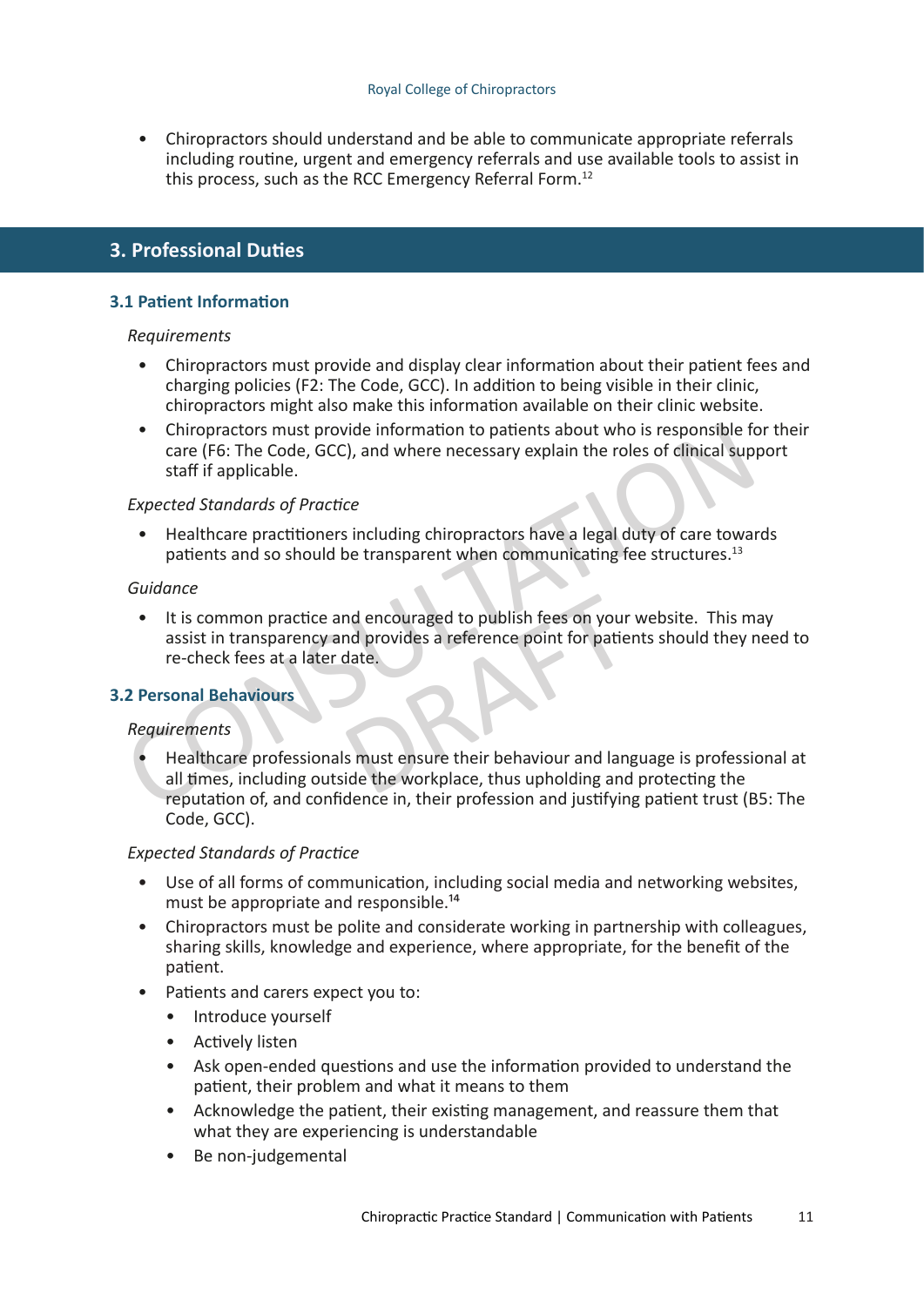- Chiropractors should understand and be able to communicate appropriate referrals including routine, urgent and emergency referrals and use available tools to assist in this process, such as the RCC Emergency Referral Form.[12]

## 3. Professional Duties

### 3.1 Patient Information

*Requirements*

- Chiropractors must provide and display clear information about their patient fees and charging policies (F2: The Code, GCC). In addition to being visible in their clinic, chiropractors might also make this information available on their clinic website.
- Chiropractors must provide information to patients about who is responsible for their care (F6: The Code, GCC), and where necessary explain the roles of clinical support staff if applicable.

*Expected Standards of Practice*

- Healthcare practitioners including chiropractors have a legal duty of care towards patients and so should be transparent when communicating fee structures.[13]

*Guidance*

- It is common practice and encouraged to publish fees on your website. This may assist in transparency and provides a reference point for patients should they need to re-check fees at a later date.

### 3.2 Personal Behaviours

*Requirements*

- Healthcare professionals must ensure their behaviour and language is professional at all times, including outside the workplace, thus upholding and protecting the reputation of, and confidence in, their profession and justifying patient trust (B5: The Code, GCC).

*Expected Standards of Practice*

- Use of all forms of communication, including social media and networking websites, must be appropriate and responsible.[14]
- Chiropractors must be polite and considerate working in partnership with colleagues, sharing skills, knowledge and experience, where appropriate, for the benefit of the patient.
- Patients and carers expect you to:
  - Introduce yourself
  - Actively listen
  - Ask open-ended questions and use the information provided to understand the patient, their problem and what it means to them
  - Acknowledge the patient, their existing management, and reassure them that what they are experiencing is understandable
  - Be non-judgemental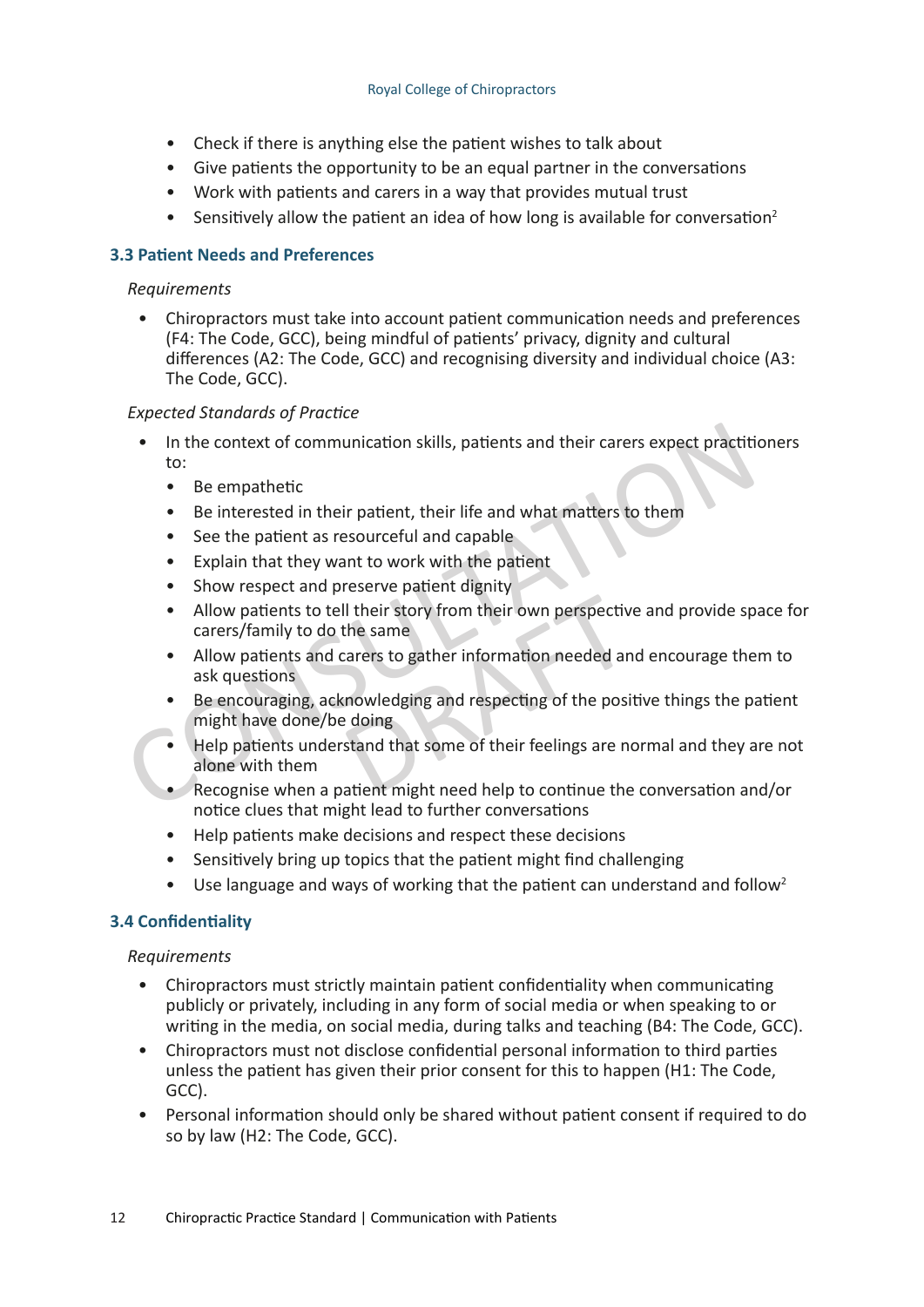- Check if there is anything else the patient wishes to talk about
- Give patients the opportunity to be an equal partner in the conversations
- Work with patients and carers in a way that provides mutual trust
- Sensitively allow the patient an idea of how long is available for conversation[2]

### 3.3 Patient Needs and Preferences

*Requirements*

- Chiropractors must take into account patient communication needs and preferences (F4: The Code, GCC), being mindful of patients' privacy, dignity and cultural differences (A2: The Code, GCC) and recognising diversity and individual choice (A3: The Code, GCC).

*Expected Standards of Practice*

- In the context of communication skills, patients and their carers expect practitioners to:
  - Be empathetic
  - Be interested in their patient, their life and what matters to them
  - See the patient as resourceful and capable
  - Explain that they want to work with the patient
  - Show respect and preserve patient dignity
  - Allow patients to tell their story from their own perspective and provide space for carers/family to do the same
  - Allow patients and carers to gather information needed and encourage them to ask questions
  - Be encouraging, acknowledging and respecting of the positive things the patient might have done/be doing
  - Help patients understand that some of their feelings are normal and they are not alone with them
  - Recognise when a patient might need help to continue the conversation and/or notice clues that might lead to further conversations
  - Help patients make decisions and respect these decisions
  - Sensitively bring up topics that the patient might find challenging
  - Use language and ways of working that the patient can understand and follow[2]

### 3.4 Confidentiality

*Requirements*

- Chiropractors must strictly maintain patient confidentiality when communicating publicly or privately, including in any form of social media or when speaking to or writing in the media, on social media, during talks and teaching (B4: The Code, GCC).
- Chiropractors must not disclose confidential personal information to third parties unless the patient has given their prior consent for this to happen (H1: The Code, GCC).
- Personal information should only be shared without patient consent if required to do so by law (H2: The Code, GCC).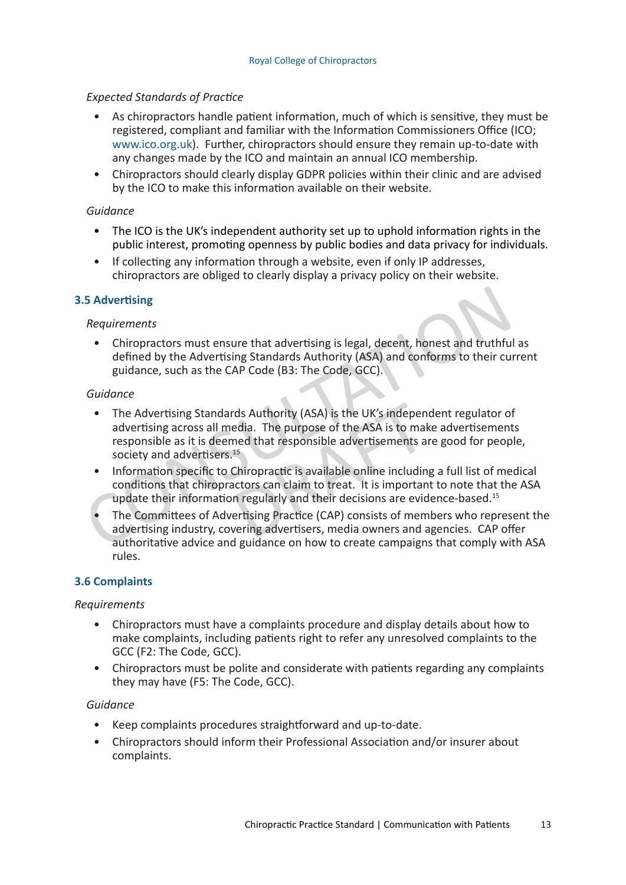*Expected Standards of Practice*

- As chiropractors handle patient information, much of which is sensitive, they must be registered, compliant and familiar with the Information Commissioners Office (ICO; www.ico.org.uk). Further, chiropractors should ensure they remain up-to-date with any changes made by the ICO and maintain an annual ICO membership.
- Chiropractors should clearly display GDPR policies within their clinic and are advised by the ICO to make this information available on their website.

*Guidance*

- The ICO is the UK's independent authority set up to uphold information rights in the public interest, promoting openness by public bodies and data privacy for individuals.
- If collecting any information through a website, even if only IP addresses, chiropractors are obliged to clearly display a privacy policy on their website.

### 3.5 Advertising

*Requirements*

- Chiropractors must ensure that advertising is legal, decent, honest and truthful as defined by the Advertising Standards Authority (ASA) and conforms to their current guidance, such as the CAP Code (B3: The Code, GCC).

*Guidance*

- The Advertising Standards Authority (ASA) is the UK's independent regulator of advertising across all media. The purpose of the ASA is to make advertisements responsible as it is deemed that responsible advertisements are good for people, society and advertisers.[15]
- Information specific to Chiropractic is available online including a full list of medical conditions that chiropractors can claim to treat. It is important to note that the ASA update their information regularly and their decisions are evidence-based.[15]
- The Committees of Advertising Practice (CAP) consists of members who represent the advertising industry, covering advertisers, media owners and agencies. CAP offer authoritative advice and guidance on how to create campaigns that comply with ASA rules.

### 3.6 Complaints

*Requirements*

- Chiropractors must have a complaints procedure and display details about how to make complaints, including patients right to refer any unresolved complaints to the GCC (F2: The Code, GCC).
- Chiropractors must be polite and considerate with patients regarding any complaints they may have (F5: The Code, GCC).

*Guidance*

- Keep complaints procedures straightforward and up-to-date.
- Chiropractors should inform their Professional Association and/or insurer about complaints.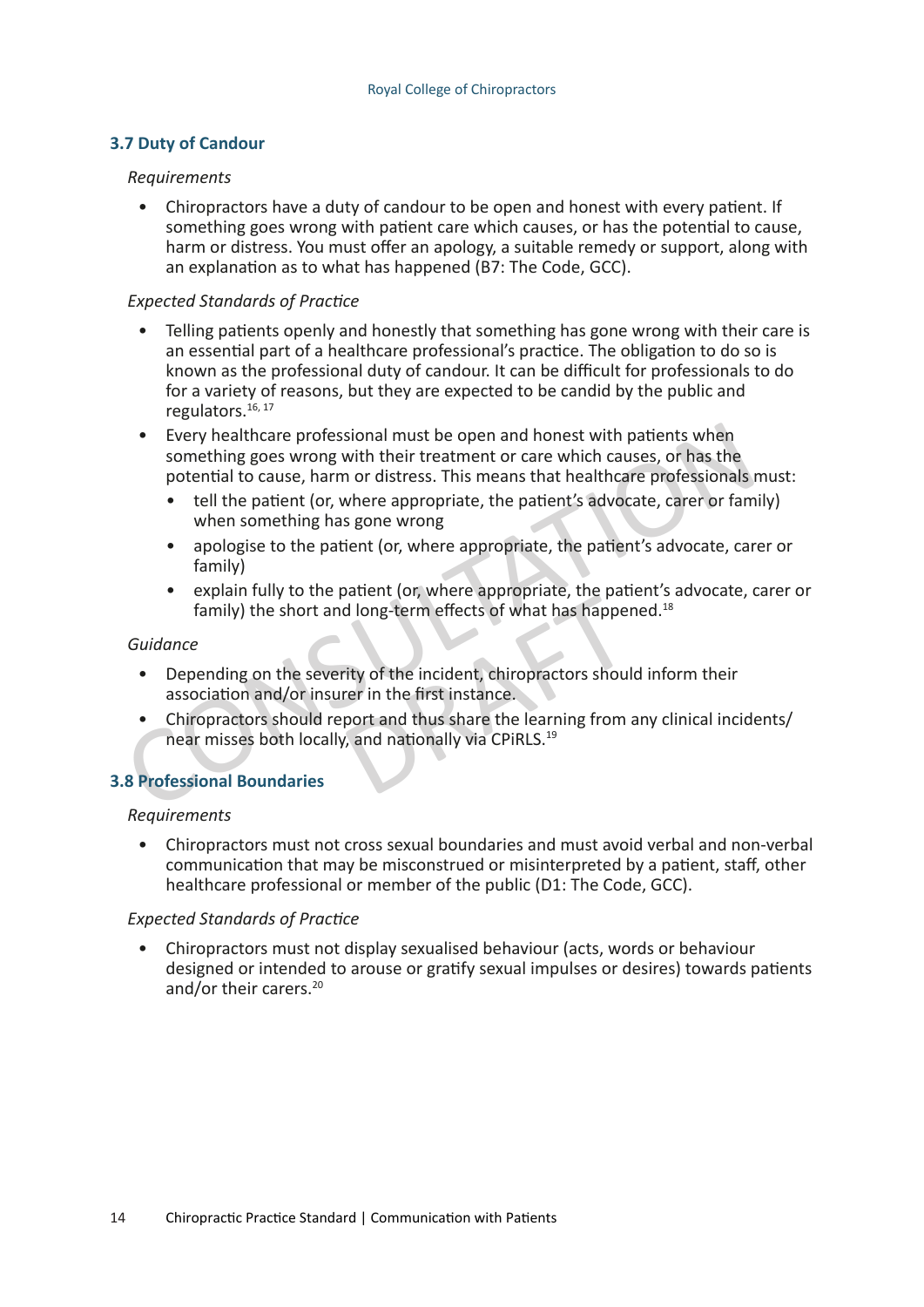### 3.7 Duty of Candour

*Requirements*

- Chiropractors have a duty of candour to be open and honest with every patient. If something goes wrong with patient care which causes, or has the potential to cause, harm or distress. You must offer an apology, a suitable remedy or support, along with an explanation as to what has happened (B7: The Code, GCC).

*Expected Standards of Practice*

- Telling patients openly and honestly that something has gone wrong with their care is an essential part of a healthcare professional's practice. The obligation to do so is known as the professional duty of candour. It can be difficult for professionals to do for a variety of reasons, but they are expected to be candid by the public and regulators.[16, 17]
- Every healthcare professional must be open and honest with patients when something goes wrong with their treatment or care which causes, or has the potential to cause, harm or distress. This means that healthcare professionals must:
  - tell the patient (or, where appropriate, the patient's advocate, carer or family) when something has gone wrong
  - apologise to the patient (or, where appropriate, the patient's advocate, carer or family)
  - explain fully to the patient (or, where appropriate, the patient's advocate, carer or family) the short and long-term effects of what has happened.[18]

*Guidance*

- Depending on the severity of the incident, chiropractors should inform their association and/or insurer in the first instance.
- Chiropractors should report and thus share the learning from any clinical incidents/ near misses both locally, and nationally via CPiRLS.[19]

### 3.8 Professional Boundaries

*Requirements*

- Chiropractors must not cross sexual boundaries and must avoid verbal and non-verbal communication that may be misconstrued or misinterpreted by a patient, staff, other healthcare professional or member of the public (D1: The Code, GCC).

*Expected Standards of Practice*

- Chiropractors must not display sexualised behaviour (acts, words or behaviour designed or intended to arouse or gratify sexual impulses or desires) towards patients and/or their carers.[20]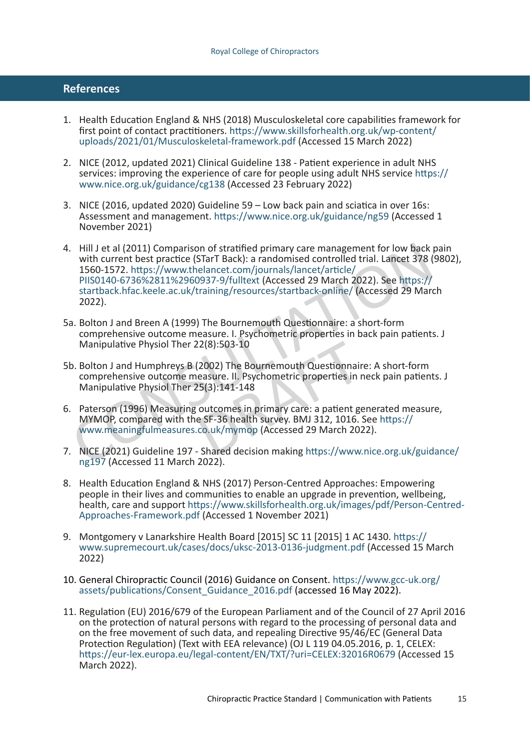## References

1. Health Education England & NHS (2018) Musculoskeletal core capabilities framework for first point of contact practitioners. https://www.skillsforhealth.org.uk/wp-content/uploads/2021/01/Musculoskeletal-framework.pdf (Accessed 15 March 2022)

2. NICE (2012, updated 2021) Clinical Guideline 138 - Patient experience in adult NHS services: improving the experience of care for people using adult NHS service https://www.nice.org.uk/guidance/cg138 (Accessed 23 February 2022)

3. NICE (2016, updated 2020) Guideline 59 – Low back pain and sciatica in over 16s: Assessment and management. https://www.nice.org.uk/guidance/ng59 (Accessed 1 November 2021)

4. Hill J et al (2011) Comparison of stratified primary care management for low back pain with current best practice (STarT Back): a randomised controlled trial. Lancet 378 (9802), 1560-1572. https://www.thelancet.com/journals/lancet/article/PIIS0140-6736%2811%2960937-9/fulltext (Accessed 29 March 2022). See https://startback.hfac.keele.ac.uk/training/resources/startback-online/ (Accessed 29 March 2022).

5a. Bolton J and Breen A (1999) The Bournemouth Questionnaire: a short-form comprehensive outcome measure. I. Psychometric properties in back pain patients. J Manipulative Physiol Ther 22(8):503-10

5b. Bolton J and Humphreys B (2002) The Bournemouth Questionnaire: A short-form comprehensive outcome measure. II. Psychometric properties in neck pain patients. J Manipulative Physiol Ther 25(3):141-148

6. Paterson (1996) Measuring outcomes in primary care: a patient generated measure, MYMOP, compared with the SF-36 health survey. BMJ 312, 1016. See https://www.meaningfulmeasures.co.uk/mymop (Accessed 29 March 2022).

7. NICE (2021) Guideline 197 - Shared decision making https://www.nice.org.uk/guidance/ng197 (Accessed 11 March 2022).

8. Health Education England & NHS (2017) Person-Centred Approaches: Empowering people in their lives and communities to enable an upgrade in prevention, wellbeing, health, care and support https://www.skillsforhealth.org.uk/images/pdf/Person-Centred-Approaches-Framework.pdf (Accessed 1 November 2021)

9. Montgomery v Lanarkshire Health Board [2015] SC 11 [2015] 1 AC 1430. https://www.supremecourt.uk/cases/docs/uksc-2013-0136-judgment.pdf (Accessed 15 March 2022)

10. General Chiropractic Council (2016) Guidance on Consent. https://www.gcc-uk.org/assets/publications/Consent_Guidance_2016.pdf (accessed 16 May 2022).

11. Regulation (EU) 2016/679 of the European Parliament and of the Council of 27 April 2016 on the protection of natural persons with regard to the processing of personal data and on the free movement of such data, and repealing Directive 95/46/EC (General Data Protection Regulation) (Text with EEA relevance) (OJ L 119 04.05.2016, p. 1, CELEX: https://eur-lex.europa.eu/legal-content/EN/TXT/?uri=CELEX:32016R0679 (Accessed 15 March 2022).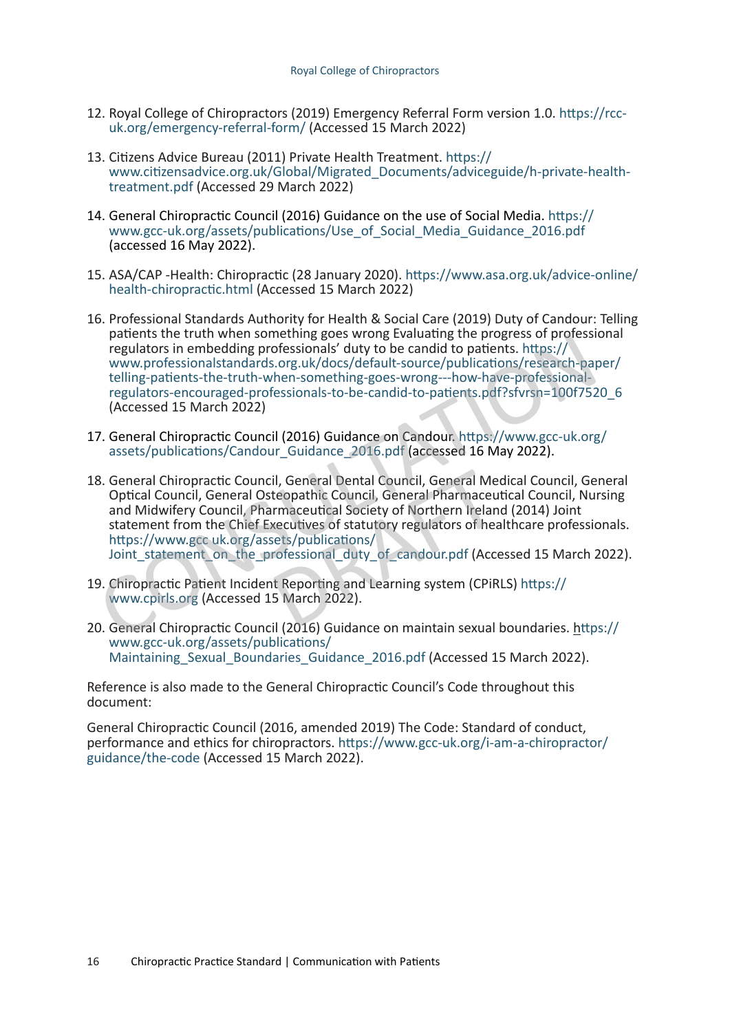12. Royal College of Chiropractors (2019) Emergency Referral Form version 1.0. https://rcc-uk.org/emergency-referral-form/ (Accessed 15 March 2022)

13. Citizens Advice Bureau (2011) Private Health Treatment. https://www.citizensadvice.org.uk/Global/Migrated_Documents/adviceguide/h-private-health-treatment.pdf (Accessed 29 March 2022)

14. General Chiropractic Council (2016) Guidance on the use of Social Media. https://www.gcc-uk.org/assets/publications/Use_of_Social_Media_Guidance_2016.pdf (accessed 16 May 2022).

15. ASA/CAP -Health: Chiropractic (28 January 2020). https://www.asa.org.uk/advice-online/health-chiropractic.html (Accessed 15 March 2022)

16. Professional Standards Authority for Health & Social Care (2019) Duty of Candour: Telling patients the truth when something goes wrong Evaluating the progress of professional regulators in embedding professionals' duty to be candid to patients. https://www.professionalstandards.org.uk/docs/default-source/publications/research-paper/telling-patients-the-truth-when-something-goes-wrong---how-have-professional-regulators-encouraged-professionals-to-be-candid-to-patients.pdf?sfvrsn=100f7520_6 (Accessed 15 March 2022)

17. General Chiropractic Council (2016) Guidance on Candour. https://www.gcc-uk.org/assets/publications/Candour_Guidance_2016.pdf (accessed 16 May 2022).

18. General Chiropractic Council, General Dental Council, General Medical Council, General Optical Council, General Osteopathic Council, General Pharmaceutical Council, Nursing and Midwifery Council, Pharmaceutical Society of Northern Ireland (2014) Joint statement from the Chief Executives of statutory regulators of healthcare professionals. https://www.gcc uk.org/assets/publications/Joint_statement_on_the_professional_duty_of_candour.pdf (Accessed 15 March 2022).

19. Chiropractic Patient Incident Reporting and Learning system (CPiRLS) https://www.cpirls.org (Accessed 15 March 2022).

20. General Chiropractic Council (2016) Guidance on maintain sexual boundaries. https://www.gcc-uk.org/assets/publications/Maintaining_Sexual_Boundaries_Guidance_2016.pdf (Accessed 15 March 2022).

Reference is also made to the General Chiropractic Council's Code throughout this document:

General Chiropractic Council (2016, amended 2019) The Code: Standard of conduct, performance and ethics for chiropractors. https://www.gcc-uk.org/i-am-a-chiropractor/guidance/the-code (Accessed 15 March 2022).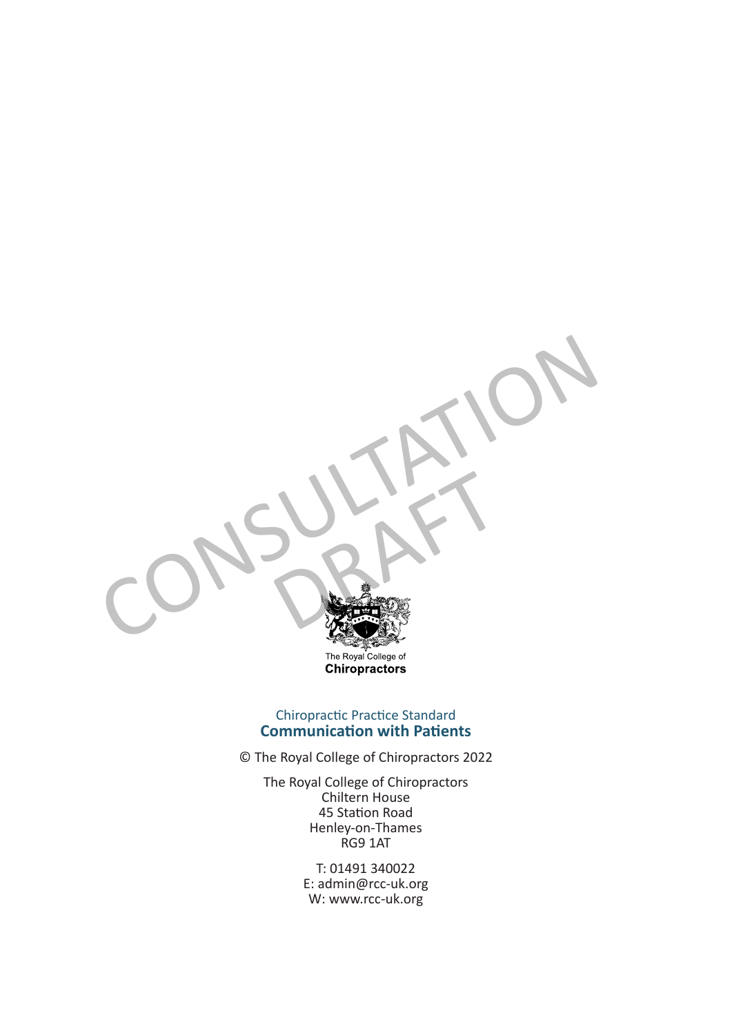CONSULTATION DRAFT

The Royal College of
**Chiropractors**

Chiropractic Practice Standard
**Communication with Patients**

© The Royal College of Chiropractors 2022

The Royal College of Chiropractors
Chiltern House
45 Station Road
Henley-on-Thames
RG9 1AT

T: 01491 340022
E: admin@rcc-uk.org
W: www.rcc-uk.org